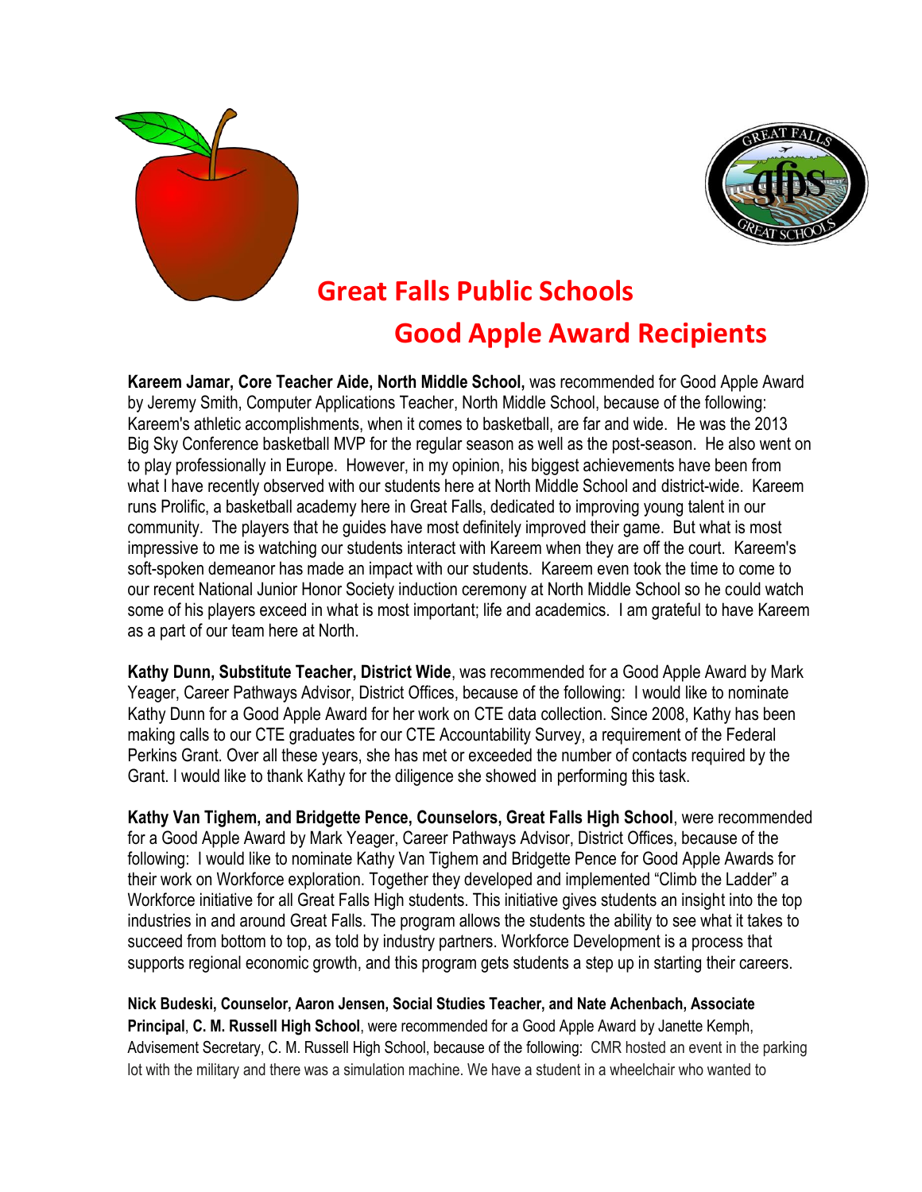# Great Falls Public Schools

## Good Apple Award Recipients

**Kareem Jamar, Core Teacher Aide, North Middle School,** was recommended for Good Apple Award by Jeremy Smith, Computer Applications Teacher, North Middle School, because of the following: Kareem's athletic accomplishments, when it comes to basketball, are far and wide. He was the 2013 Big Sky Conference basketball MVP for the regular season as well as the post-season. He also went on to play professionally in Europe. However, in my opinion, his biggest achievements have been from what I have recently observed with our students here at North Middle School and district-wide. Kareem runs Prolific, a basketball academy here in Great Falls, dedicated to improving young talent in our community. The players that he guides have most definitely improved their game. But what is most impressive to me is watching our students interact with Kareem when they are off the court. Kareem's soft-spoken demeanor has made an impact with our students. Kareem even took the time to come to our recent National Junior Honor Society induction ceremony at North Middle School so he could watch some of his players exceed in what is most important; life and academics. I am grateful to have Kareem as a part of our team here at North.

**Kathy Dunn, Substitute Teacher, District Wide**, was recommended for a Good Apple Award by Mark Yeager, Career Pathways Advisor, District Offices, because of the following: I would like to nominate Kathy Dunn for a Good Apple Award for her work on CTE data collection. Since 2008, Kathy has been making calls to our CTE graduates for our CTE Accountability Survey, a requirement of the Federal Perkins Grant. Over all these years, she has met or exceeded the number of contacts required by the Grant. I would like to thank Kathy for the diligence she showed in performing this task.

**Kathy Van Tighem, and Bridgette Pence, Counselors, Great Falls High School**, were recommended for a Good Apple Award by Mark Yeager, Career Pathways Advisor, District Offices, because of the following: I would like to nominate Kathy Van Tighem and Bridgette Pence for Good Apple Awards for their work on Workforce exploration. Together they developed and implemented "Climb the Ladder" a Workforce initiative for all Great Falls High students. This initiative gives students an insight into the top industries in and around Great Falls. The program allows the students the ability to see what it takes to succeed from bottom to top, as told by industry partners. Workforce Development is a process that supports regional economic growth, and this program gets students a step up in starting their careers.

**Nick Budeski, Counselor, Aaron Jensen, Social Studies Teacher, and Nate Achenbach, Associate Principal**, **C. M. Russell High School**, were recommended for a Good Apple Award by Janette Kemph, Advisement Secretary, C. M. Russell High School, because of the following: CMR hosted an event in the parking lot with the military and there was a simulation machine. We have a student in a wheelchair who wanted to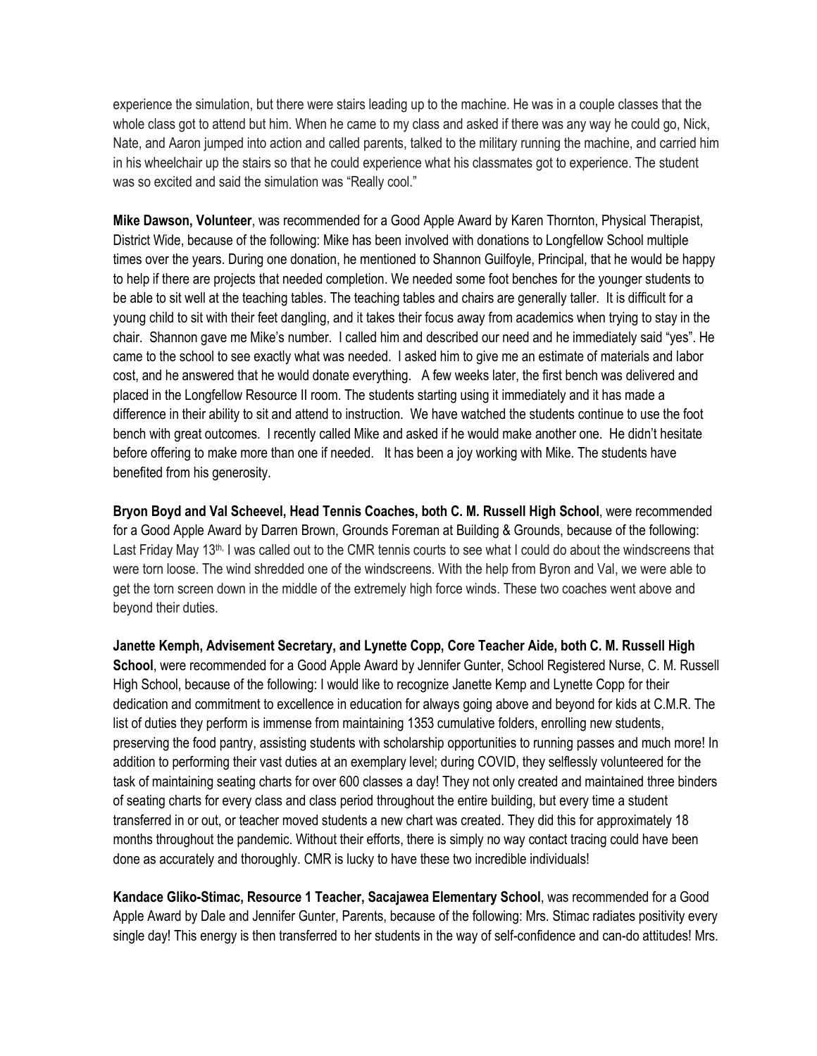experience the simulation, but there were stairs leading up to the machine. He was in a couple classes that the whole class got to attend but him. When he came to my class and asked if there was any way he could go, Nick, Nate, and Aaron jumped into action and called parents, talked to the military running the machine, and carried him in his wheelchair up the stairs so that he could experience what his classmates got to experience. The student was so excited and said the simulation was "Really cool."

**Mike Dawson, Volunteer**, was recommended for a Good Apple Award by Karen Thornton, Physical Therapist, District Wide, because of the following: Mike has been involved with donations to Longfellow School multiple times over the years. During one donation, he mentioned to Shannon Guilfoyle, Principal, that he would be happy to help if there are projects that needed completion. We needed some foot benches for the younger students to be able to sit well at the teaching tables. The teaching tables and chairs are generally taller. It is difficult for a young child to sit with their feet dangling, and it takes their focus away from academics when trying to stay in the chair. Shannon gave me Mike's number. I called him and described our need and he immediately said "yes". He came to the school to see exactly what was needed. I asked him to give me an estimate of materials and labor cost, and he answered that he would donate everything. A few weeks later, the first bench was delivered and placed in the Longfellow Resource II room. The students starting using it immediately and it has made a difference in their ability to sit and attend to instruction. We have watched the students continue to use the foot bench with great outcomes. I recently called Mike and asked if he would make another one. He didn't hesitate before offering to make more than one if needed. It has been a joy working with Mike. The students have benefited from his generosity.

**Bryon Boyd and Val Scheevel, Head Tennis Coaches, both C. M. Russell High School**, were recommended for a Good Apple Award by Darren Brown, Grounds Foreman at Building & Grounds, because of the following: Last Friday May 13th, I was called out to the CMR tennis courts to see what I could do about the windscreens that were torn loose. The wind shredded one of the windscreens. With the help from Byron and Val, we were able to get the torn screen down in the middle of the extremely high force winds. These two coaches went above and beyond their duties.

**Janette Kemph, Advisement Secretary, and Lynette Copp, Core Teacher Aide, both C. M. Russell High School**, were recommended for a Good Apple Award by Jennifer Gunter, School Registered Nurse, C. M. Russell High School, because of the following: I would like to recognize Janette Kemp and Lynette Copp for their dedication and commitment to excellence in education for always going above and beyond for kids at C.M.R. The list of duties they perform is immense from maintaining 1353 cumulative folders, enrolling new students, preserving the food pantry, assisting students with scholarship opportunities to running passes and much more! In addition to performing their vast duties at an exemplary level; during COVID, they selflessly volunteered for the task of maintaining seating charts for over 600 classes a day! They not only created and maintained three binders of seating charts for every class and class period throughout the entire building, but every time a student transferred in or out, or teacher moved students a new chart was created. They did this for approximately 18 months throughout the pandemic. Without their efforts, there is simply no way contact tracing could have been done as accurately and thoroughly. CMR is lucky to have these two incredible individuals!

**Kandace Gliko-Stimac, Resource 1 Teacher, Sacajawea Elementary School**, was recommended for a Good Apple Award by Dale and Jennifer Gunter, Parents, because of the following: Mrs. Stimac radiates positivity every single day! This energy is then transferred to her students in the way of self-confidence and can-do attitudes! Mrs.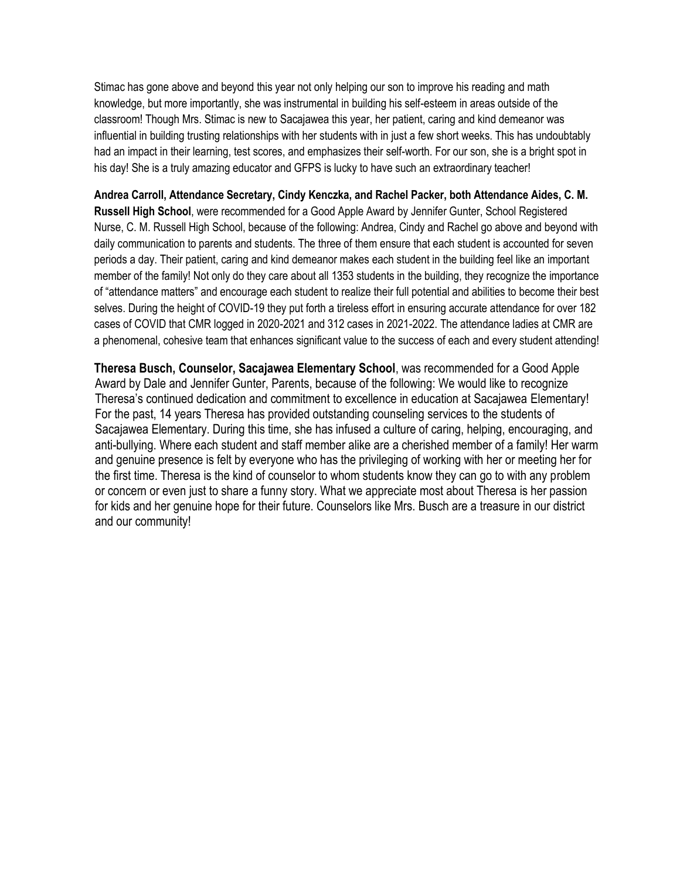Stimac has gone above and beyond this year not only helping our son to improve his reading and math knowledge, but more importantly, she was instrumental in building his self-esteem in areas outside of the classroom! Though Mrs. Stimac is new to Sacajawea this year, her patient, caring and kind demeanor was influential in building trusting relationships with her students with in just a few short weeks. This has undoubtably had an impact in their learning, test scores, and emphasizes their self-worth. For our son, she is a bright spot in his day! She is a truly amazing educator and GFPS is lucky to have such an extraordinary teacher!

**Andrea Carroll, Attendance Secretary, Cindy Kenczka, and Rachel Packer, both Attendance Aides, C. M. Russell High School**, were recommended for a Good Apple Award by Jennifer Gunter, School Registered Nurse, C. M. Russell High School, because of the following: Andrea, Cindy and Rachel go above and beyond with daily communication to parents and students. The three of them ensure that each student is accounted for seven periods a day. Their patient, caring and kind demeanor makes each student in the building feel like an important member of the family! Not only do they care about all 1353 students in the building, they recognize the importance of "attendance matters" and encourage each student to realize their full potential and abilities to become their best selves. During the height of COVID-19 they put forth a tireless effort in ensuring accurate attendance for over 182 cases of COVID that CMR logged in 2020-2021 and 312 cases in 2021-2022. The attendance ladies at CMR are a phenomenal, cohesive team that enhances significant value to the success of each and every student attending!

**Theresa Busch, Counselor, Sacajawea Elementary School**, was recommended for a Good Apple Award by Dale and Jennifer Gunter, Parents, because of the following: We would like to recognize Theresa's continued dedication and commitment to excellence in education at Sacajawea Elementary! For the past, 14 years Theresa has provided outstanding counseling services to the students of Sacajawea Elementary. During this time, she has infused a culture of caring, helping, encouraging, and anti-bullying. Where each student and staff member alike are a cherished member of a family! Her warm and genuine presence is felt by everyone who has the privileging of working with her or meeting her for the first time. Theresa is the kind of counselor to whom students know they can go to with any problem or concern or even just to share a funny story. What we appreciate most about Theresa is her passion for kids and her genuine hope for their future. Counselors like Mrs. Busch are a treasure in our district and our community!